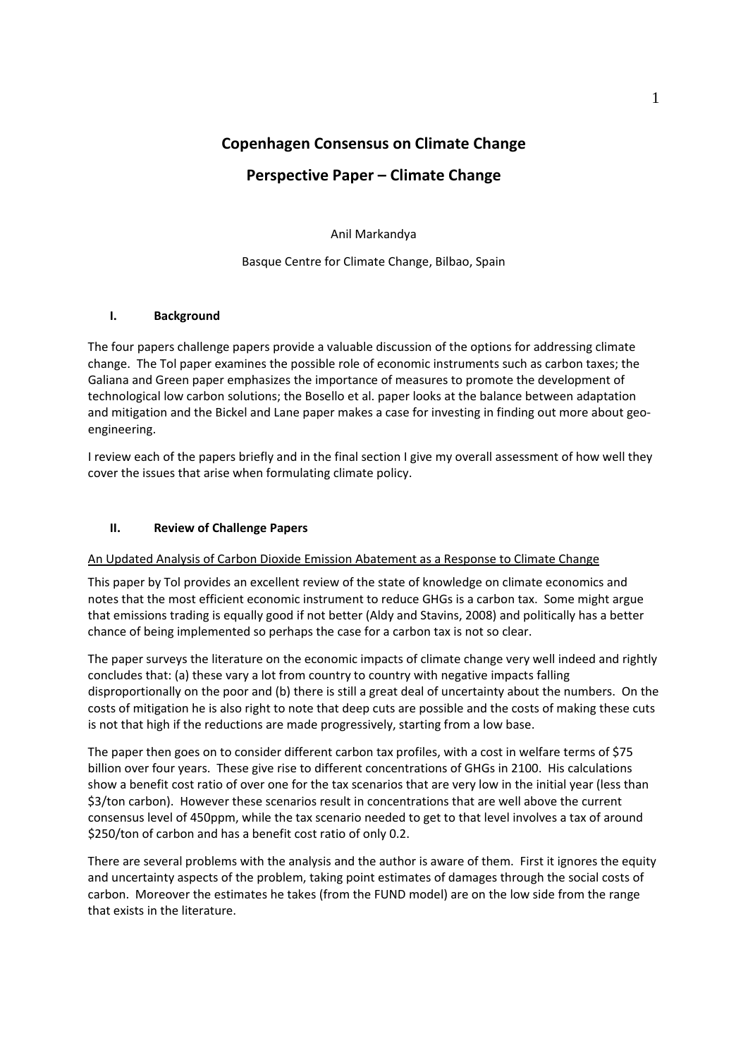# Copenhagen Consensus on Climate Change

## Perspective Paper – Climate Change

Anil Markandya

Basque Centre for Climate Change, Bilbao, Spain

### I. Background

The four papers challenge papers provide a valuable discussion of the options for addressing climate change. The Tol paper examines the possible role of economic instruments such as carbon taxes; the Galiana and Green paper emphasizes the importance of measures to promote the development of technological low carbon solutions; the Bosello et al. paper looks at the balance between adaptation and mitigation and the Bickel and Lane paper makes a case for investing in finding out more about geo-engineering.

I review each of the papers briefly and in the final section I give my overall assessment of how well they cover the issues that arise when formulating climate policy.

### II. Review of Challenge Papers

An Updated Analysis of Carbon Dioxide Emission Abatement as a Response to Climate Change

This paper by Tol provides an excellent review of the state of knowledge on climate economics and notes that the most efficient economic instrument to reduce GHGs is a carbon tax. Some might argue that emissions trading is equally good if not better (Aldy and Stavins, 2008) and politically has a better chance of being implemented so perhaps the case for a carbon tax is not so clear.

The paper surveys the literature on the economic impacts of climate change very well indeed and rightly concludes that: (a) these vary a lot from country to country with negative impacts falling disproportionally on the poor and (b) there is still a great deal of uncertainty about the numbers. On the costs of mitigation he is also right to note that deep cuts are possible and the costs of making these cuts is not that high if the reductions are made progressively, starting from a low base.

The paper then goes on to consider different carbon tax profiles, with a cost in welfare terms of $75 billion over four years. These give rise to different concentrations of GHGs in 2100. His calculations show a benefit cost ratio of over one for the tax scenarios that are very low in the initial year (less than $3/ton carbon). However these scenarios result in concentrations that are well above the current consensus level of 450ppm, while the tax scenario needed to get to that level involves a tax of around $250/ton of carbon and has a benefit cost ratio of only 0.2.

There are several problems with the analysis and the author is aware of them. First it ignores the equity and uncertainty aspects of the problem, taking point estimates of damages through the social costs of carbon. Moreover the estimates he takes (from the FUND model) are on the low side from the range that exists in the literature.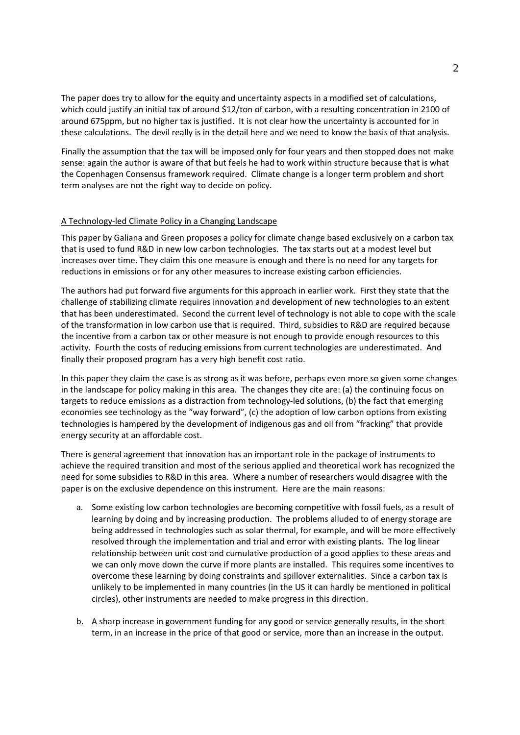The paper does try to allow for the equity and uncertainty aspects in a modified set of calculations, which could justify an initial tax of around $12/ton of carbon, with a resulting concentration in 2100 of around 675ppm, but no higher tax is justified. It is not clear how the uncertainty is accounted for in these calculations. The devil really is in the detail here and we need to know the basis of that analysis.

Finally the assumption that the tax will be imposed only for four years and then stopped does not make sense: again the author is aware of that but feels he had to work within structure because that is what the Copenhagen Consensus framework required. Climate change is a longer term problem and short term analyses are not the right way to decide on policy.

## A Technology-led Climate Policy in a Changing Landscape

This paper by Galiana and Green proposes a policy for climate change based exclusively on a carbon tax that is used to fund R&D in new low carbon technologies. The tax starts out at a modest level but increases over time. They claim this one measure is enough and there is no need for any targets for reductions in emissions or for any other measures to increase existing carbon efficiencies.

The authors had put forward five arguments for this approach in earlier work. First they state that the challenge of stabilizing climate requires innovation and development of new technologies to an extent that has been underestimated. Second the current level of technology is not able to cope with the scale of the transformation in low carbon use that is required. Third, subsidies to R&D are required because the incentive from a carbon tax or other measure is not enough to provide enough resources to this activity. Fourth the costs of reducing emissions from current technologies are underestimated. And finally their proposed program has a very high benefit cost ratio.

In this paper they claim the case is as strong as it was before, perhaps even more so given some changes in the landscape for policy making in this area. The changes they cite are: (a) the continuing focus on targets to reduce emissions as a distraction from technology-led solutions, (b) the fact that emerging economies see technology as the "way forward", (c) the adoption of low carbon options from existing technologies is hampered by the development of indigenous gas and oil from "fracking" that provide energy security at an affordable cost.

There is general agreement that innovation has an important role in the package of instruments to achieve the required transition and most of the serious applied and theoretical work has recognized the need for some subsidies to R&D in this area. Where a number of researchers would disagree with the paper is on the exclusive dependence on this instrument. Here are the main reasons:

a. Some existing low carbon technologies are becoming competitive with fossil fuels, as a result of learning by doing and by increasing production. The problems alluded to of energy storage are being addressed in technologies such as solar thermal, for example, and will be more effectively resolved through the implementation and trial and error with existing plants. The log linear relationship between unit cost and cumulative production of a good applies to these areas and we can only move down the curve if more plants are installed. This requires some incentives to overcome these learning by doing constraints and spillover externalities. Since a carbon tax is unlikely to be implemented in many countries (in the US it can hardly be mentioned in political circles), other instruments are needed to make progress in this direction.

b. A sharp increase in government funding for any good or service generally results, in the short term, in an increase in the price of that good or service, more than an increase in the output.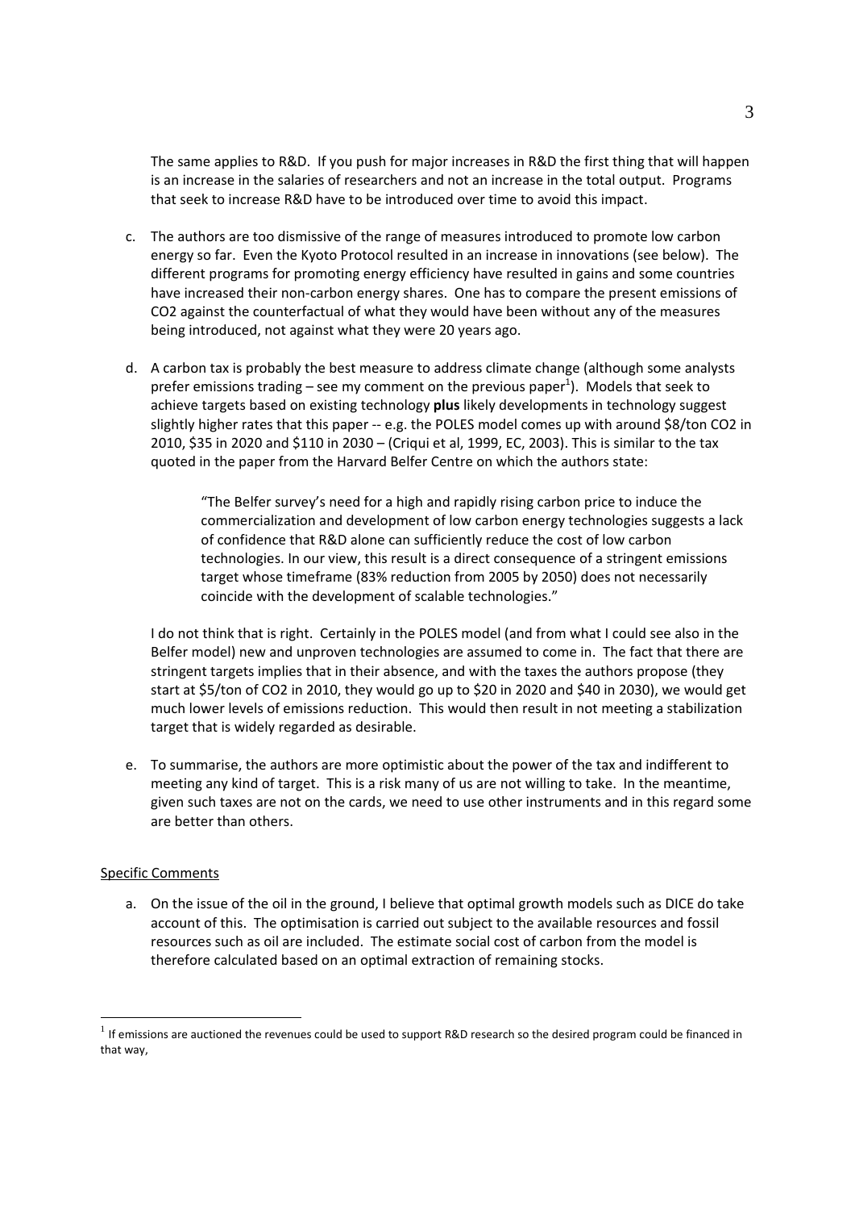The same applies to R&D. If you push for major increases in R&D the first thing that will happen is an increase in the salaries of researchers and not an increase in the total output. Programs that seek to increase R&D have to be introduced over time to avoid this impact.

c. The authors are too dismissive of the range of measures introduced to promote low carbon energy so far. Even the Kyoto Protocol resulted in an increase in innovations (see below). The different programs for promoting energy efficiency have resulted in gains and some countries have increased their non-carbon energy shares. One has to compare the present emissions of $CO_2$ against the counterfactual of what they would have been without any of the measures being introduced, not against what they were 20 years ago.

d. A carbon tax is probably the best measure to address climate change (although some analysts prefer emissions trading – see my comment on the previous paper[1]). Models that seek to achieve targets based on existing technology **plus** likely developments in technology suggest slightly higher rates that this paper -- e.g. the POLES model comes up with around \$8/ton $CO_2$ in 2010, \$35 in 2020 and \$110 in 2030 – (Criqui et al, 1999, EC, 2003). This is similar to the tax quoted in the paper from the Harvard Belfer Centre on which the authors state:

   > "The Belfer survey's need for a high and rapidly rising carbon price to induce the commercialization and development of low carbon energy technologies suggests a lack of confidence that R&D alone can sufficiently reduce the cost of low carbon technologies. In our view, this result is a direct consequence of a stringent emissions target whose timeframe (83% reduction from 2005 by 2050) does not necessarily coincide with the development of scalable technologies."

   I do not think that is right. Certainly in the POLES model (and from what I could see also in the Belfer model) new and unproven technologies are assumed to come in. The fact that there are stringent targets implies that in their absence, and with the taxes the authors propose (they start at \$5/ton of $CO_2$ in 2010, they would go up to \$20 in 2020 and \$40 in 2030), we would get much lower levels of emissions reduction. This would then result in not meeting a stabilization target that is widely regarded as desirable.

e. To summarise, the authors are more optimistic about the power of the tax and indifferent to meeting any kind of target. This is a risk many of us are not willing to take. In the meantime, given such taxes are not on the cards, we need to use other instruments and in this regard some are better than others.

<u>Specific Comments</u>

a. On the issue of the oil in the ground, I believe that optimal growth models such as DICE do take account of this. The optimisation is carried out subject to the available resources and fossil resources such as oil are included. The estimate social cost of carbon from the model is therefore calculated based on an optimal extraction of remaining stocks.

---

[1] If emissions are auctioned the revenues could be used to support R&D research so the desired program could be financed in that way,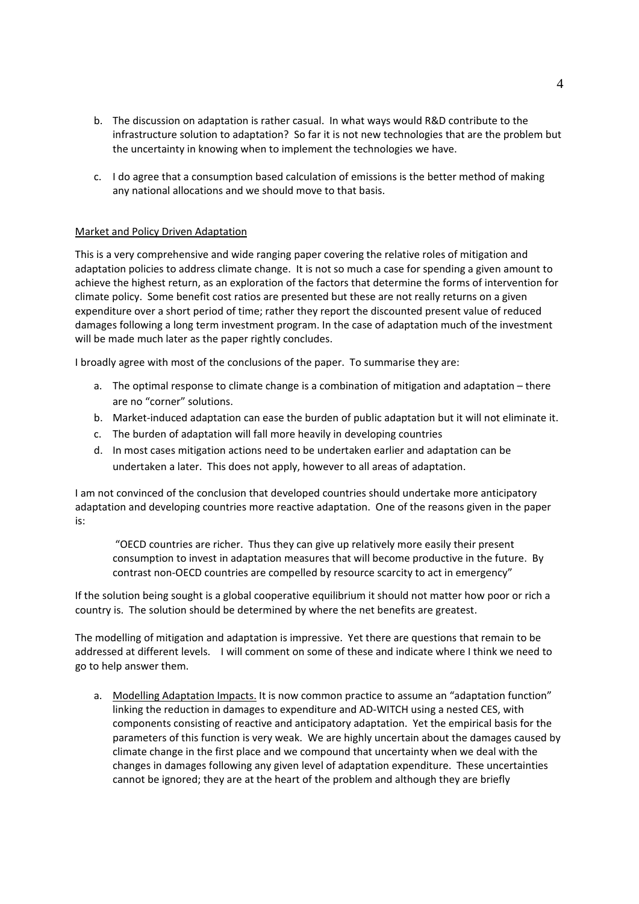b. The discussion on adaptation is rather casual. In what ways would R&D contribute to the infrastructure solution to adaptation? So far it is not new technologies that are the problem but the uncertainty in knowing when to implement the technologies we have.

c. I do agree that a consumption based calculation of emissions is the better method of making any national allocations and we should move to that basis.

Market and Policy Driven Adaptation

This is a very comprehensive and wide ranging paper covering the relative roles of mitigation and adaptation policies to address climate change. It is not so much a case for spending a given amount to achieve the highest return, as an exploration of the factors that determine the forms of intervention for climate policy. Some benefit cost ratios are presented but these are not really returns on a given expenditure over a short period of time; rather they report the discounted present value of reduced damages following a long term investment program. In the case of adaptation much of the investment will be made much later as the paper rightly concludes.

I broadly agree with most of the conclusions of the paper. To summarise they are:

a. The optimal response to climate change is a combination of mitigation and adaptation – there are no "corner" solutions.
b. Market-induced adaptation can ease the burden of public adaptation but it will not eliminate it.
c. The burden of adaptation will fall more heavily in developing countries
d. In most cases mitigation actions need to be undertaken earlier and adaptation can be undertaken a later. This does not apply, however to all areas of adaptation.

I am not convinced of the conclusion that developed countries should undertake more anticipatory adaptation and developing countries more reactive adaptation. One of the reasons given in the paper is:

> "OECD countries are richer. Thus they can give up relatively more easily their present consumption to invest in adaptation measures that will become productive in the future. By contrast non-OECD countries are compelled by resource scarcity to act in emergency"

If the solution being sought is a global cooperative equilibrium it should not matter how poor or rich a country is. The solution should be determined by where the net benefits are greatest.

The modelling of mitigation and adaptation is impressive. Yet there are questions that remain to be addressed at different levels. I will comment on some of these and indicate where I think we need to go to help answer them.

a. Modelling Adaptation Impacts. It is now common practice to assume an "adaptation function" linking the reduction in damages to expenditure and AD-WITCH using a nested CES, with components consisting of reactive and anticipatory adaptation. Yet the empirical basis for the parameters of this function is very weak. We are highly uncertain about the damages caused by climate change in the first place and we compound that uncertainty when we deal with the changes in damages following any given level of adaptation expenditure. These uncertainties cannot be ignored; they are at the heart of the problem and although they are briefly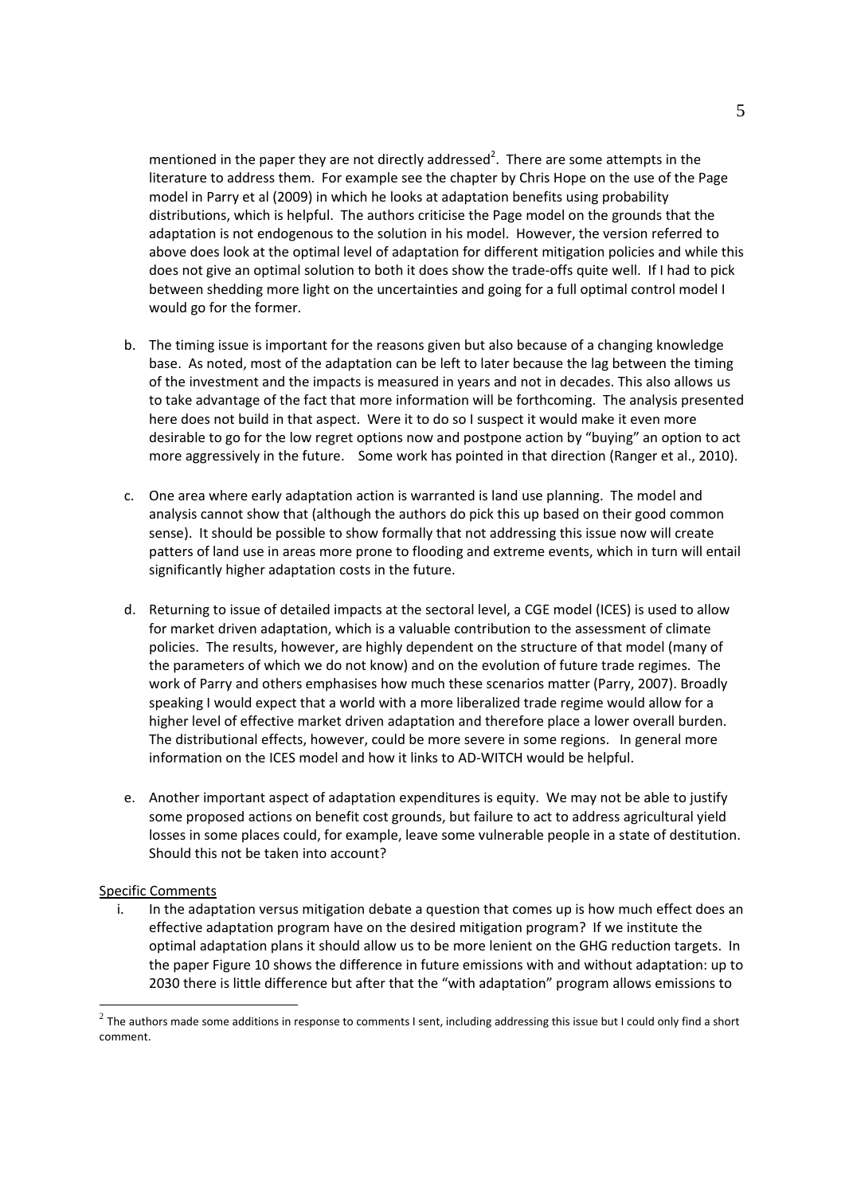mentioned in the paper they are not directly addressed[2]. There are some attempts in the literature to address them. For example see the chapter by Chris Hope on the use of the Page model in Parry et al (2009) in which he looks at adaptation benefits using probability distributions, which is helpful. The authors criticise the Page model on the grounds that the adaptation is not endogenous to the solution in his model. However, the version referred to above does look at the optimal level of adaptation for different mitigation policies and while this does not give an optimal solution to both it does show the trade-offs quite well. If I had to pick between shedding more light on the uncertainties and going for a full optimal control model I would go for the former.

b. The timing issue is important for the reasons given but also because of a changing knowledge base. As noted, most of the adaptation can be left to later because the lag between the timing of the investment and the impacts is measured in years and not in decades. This also allows us to take advantage of the fact that more information will be forthcoming. The analysis presented here does not build in that aspect. Were it to do so I suspect it would make it even more desirable to go for the low regret options now and postpone action by "buying" an option to act more aggressively in the future. Some work has pointed in that direction (Ranger et al., 2010).

c. One area where early adaptation action is warranted is land use planning. The model and analysis cannot show that (although the authors do pick this up based on their good common sense). It should be possible to show formally that not addressing this issue now will create patters of land use in areas more prone to flooding and extreme events, which in turn will entail significantly higher adaptation costs in the future.

d. Returning to issue of detailed impacts at the sectoral level, a CGE model (ICES) is used to allow for market driven adaptation, which is a valuable contribution to the assessment of climate policies. The results, however, are highly dependent on the structure of that model (many of the parameters of which we do not know) and on the evolution of future trade regimes. The work of Parry and others emphasises how much these scenarios matter (Parry, 2007). Broadly speaking I would expect that a world with a more liberalized trade regime would allow for a higher level of effective market driven adaptation and therefore place a lower overall burden. The distributional effects, however, could be more severe in some regions. In general more information on the ICES model and how it links to AD-WITCH would be helpful.

e. Another important aspect of adaptation expenditures is equity. We may not be able to justify some proposed actions on benefit cost grounds, but failure to act to address agricultural yield losses in some places could, for example, leave some vulnerable people in a state of destitution. Should this not be taken into account?

Specific Comments

i. In the adaptation versus mitigation debate a question that comes up is how much effect does an effective adaptation program have on the desired mitigation program? If we institute the optimal adaptation plans it should allow us to be more lenient on the GHG reduction targets. In the paper Figure 10 shows the difference in future emissions with and without adaptation: up to 2030 there is little difference but after that the "with adaptation" program allows emissions to

[2] The authors made some additions in response to comments I sent, including addressing this issue but I could only find a short comment.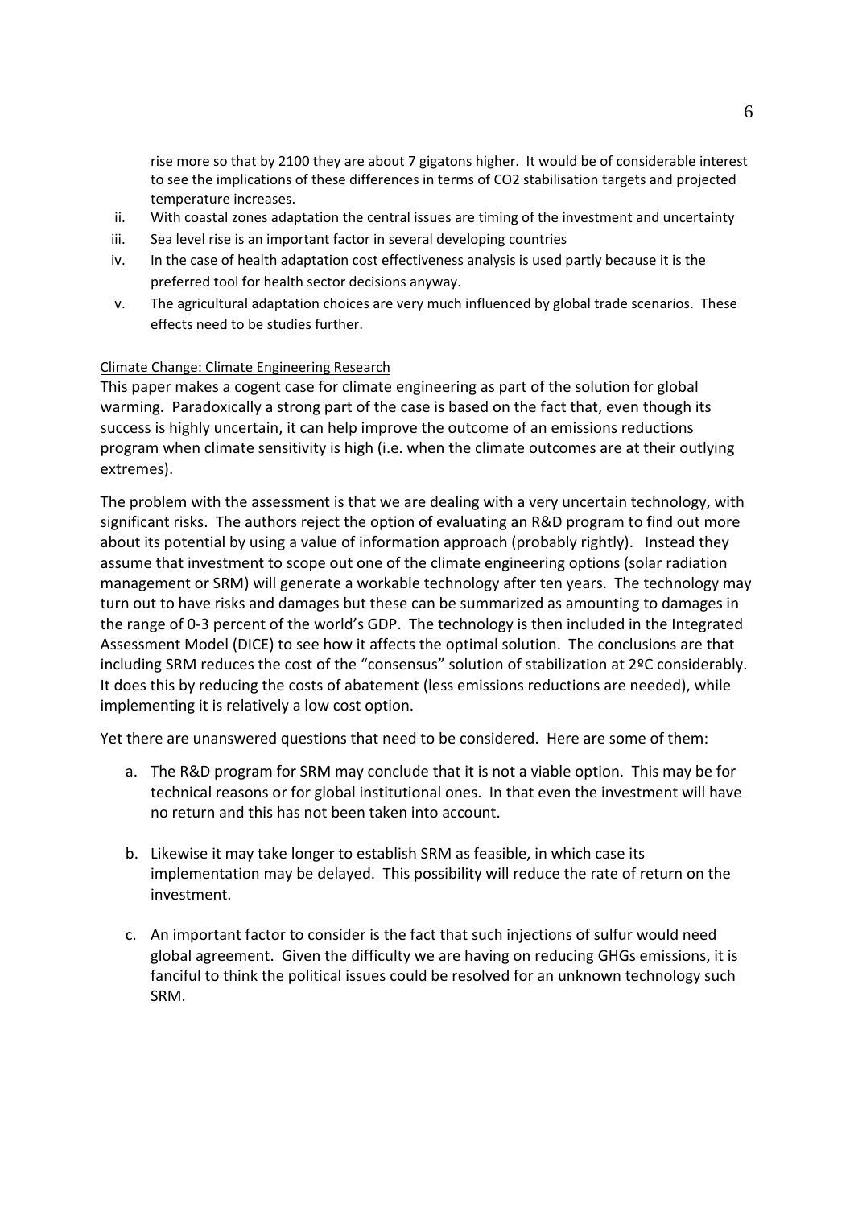rise more so that by 2100 they are about 7 gigatons higher. It would be of considerable interest to see the implications of these differences in terms of CO2 stabilisation targets and projected temperature increases.

ii. With coastal zones adaptation the central issues are timing of the investment and uncertainty
iii. Sea level rise is an important factor in several developing countries
iv. In the case of health adaptation cost effectiveness analysis is used partly because it is the preferred tool for health sector decisions anyway.
v. The agricultural adaptation choices are very much influenced by global trade scenarios. These effects need to be studies further.

Climate Change: Climate Engineering Research

This paper makes a cogent case for climate engineering as part of the solution for global warming. Paradoxically a strong part of the case is based on the fact that, even though its success is highly uncertain, it can help improve the outcome of an emissions reductions program when climate sensitivity is high (i.e. when the climate outcomes are at their outlying extremes).

The problem with the assessment is that we are dealing with a very uncertain technology, with significant risks. The authors reject the option of evaluating an R&D program to find out more about its potential by using a value of information approach (probably rightly). Instead they assume that investment to scope out one of the climate engineering options (solar radiation management or SRM) will generate a workable technology after ten years. The technology may turn out to have risks and damages but these can be summarized as amounting to damages in the range of 0-3 percent of the world's GDP. The technology is then included in the Integrated Assessment Model (DICE) to see how it affects the optimal solution. The conclusions are that including SRM reduces the cost of the "consensus" solution of stabilization at 2ºC considerably. It does this by reducing the costs of abatement (less emissions reductions are needed), while implementing it is relatively a low cost option.

Yet there are unanswered questions that need to be considered. Here are some of them:

a. The R&D program for SRM may conclude that it is not a viable option. This may be for technical reasons or for global institutional ones. In that even the investment will have no return and this has not been taken into account.

b. Likewise it may take longer to establish SRM as feasible, in which case its implementation may be delayed. This possibility will reduce the rate of return on the investment.

c. An important factor to consider is the fact that such injections of sulfur would need global agreement. Given the difficulty we are having on reducing GHGs emissions, it is fanciful to think the political issues could be resolved for an unknown technology such SRM.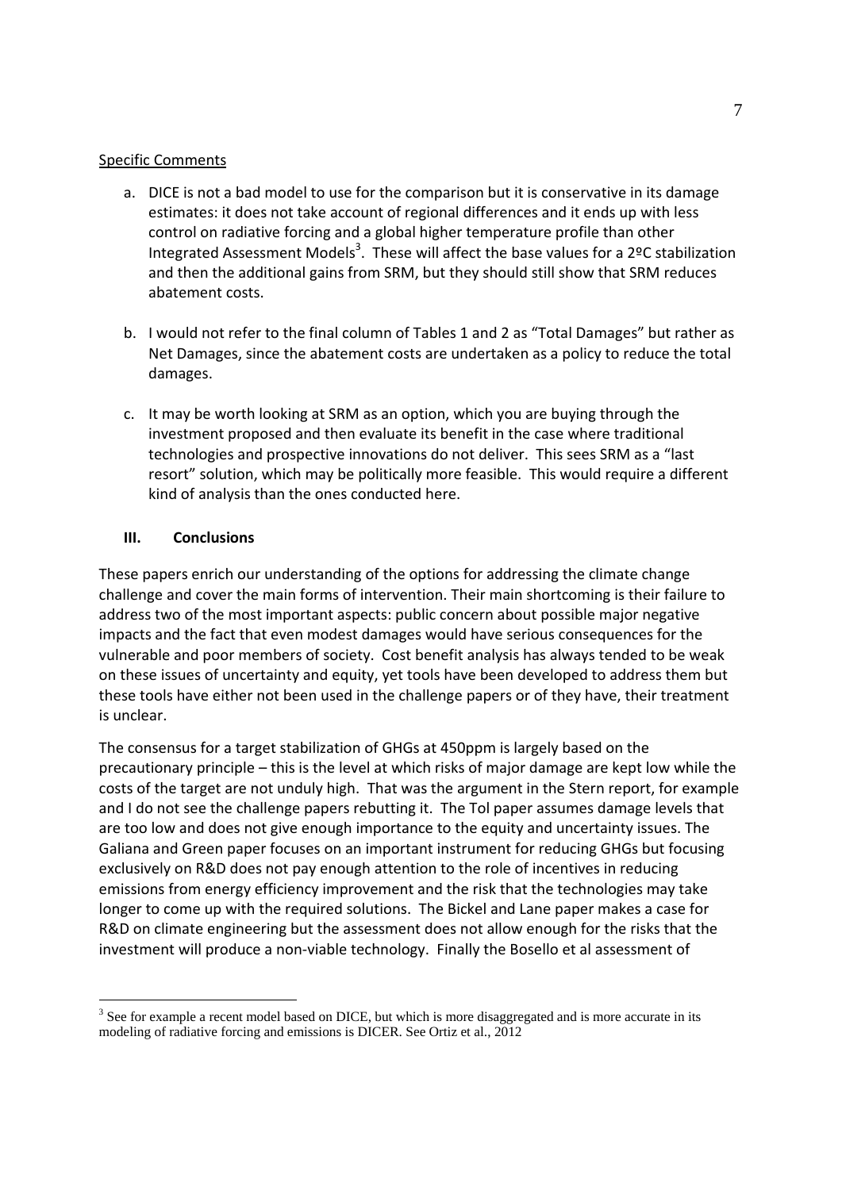Specific Comments

a. DICE is not a bad model to use for the comparison but it is conservative in its damage estimates: it does not take account of regional differences and it ends up with less control on radiative forcing and a global higher temperature profile than other Integrated Assessment Models[3]. These will affect the base values for a 2ºC stabilization and then the additional gains from SRM, but they should still show that SRM reduces abatement costs.

b. I would not refer to the final column of Tables 1 and 2 as "Total Damages" but rather as Net Damages, since the abatement costs are undertaken as a policy to reduce the total damages.

c. It may be worth looking at SRM as an option, which you are buying through the investment proposed and then evaluate its benefit in the case where traditional technologies and prospective innovations do not deliver. This sees SRM as a "last resort" solution, which may be politically more feasible. This would require a different kind of analysis than the ones conducted here.

## III. Conclusions

These papers enrich our understanding of the options for addressing the climate change challenge and cover the main forms of intervention. Their main shortcoming is their failure to address two of the most important aspects: public concern about possible major negative impacts and the fact that even modest damages would have serious consequences for the vulnerable and poor members of society. Cost benefit analysis has always tended to be weak on these issues of uncertainty and equity, yet tools have been developed to address them but these tools have either not been used in the challenge papers or of they have, their treatment is unclear.

The consensus for a target stabilization of GHGs at 450ppm is largely based on the precautionary principle – this is the level at which risks of major damage are kept low while the costs of the target are not unduly high. That was the argument in the Stern report, for example and I do not see the challenge papers rebutting it. The Tol paper assumes damage levels that are too low and does not give enough importance to the equity and uncertainty issues. The Galiana and Green paper focuses on an important instrument for reducing GHGs but focusing exclusively on R&D does not pay enough attention to the role of incentives in reducing emissions from energy efficiency improvement and the risk that the technologies may take longer to come up with the required solutions. The Bickel and Lane paper makes a case for R&D on climate engineering but the assessment does not allow enough for the risks that the investment will produce a non-viable technology. Finally the Bosello et al assessment of

[3] See for example a recent model based on DICE, but which is more disaggregated and is more accurate in its modeling of radiative forcing and emissions is DICER. See Ortiz et al., 2012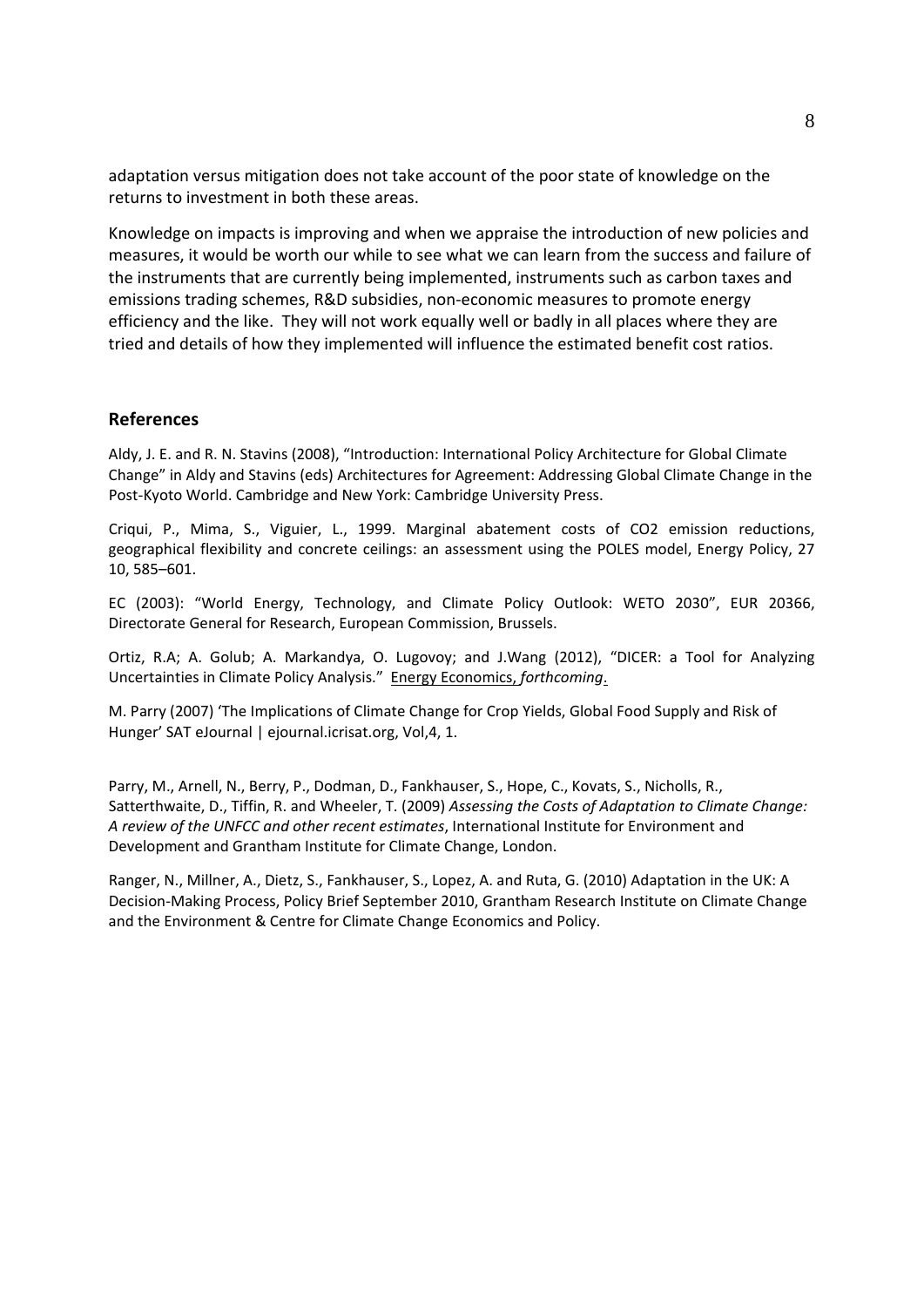adaptation versus mitigation does not take account of the poor state of knowledge on the returns to investment in both these areas.

Knowledge on impacts is improving and when we appraise the introduction of new policies and measures, it would be worth our while to see what we can learn from the success and failure of the instruments that are currently being implemented, instruments such as carbon taxes and emissions trading schemes, R&D subsidies, non-economic measures to promote energy efficiency and the like. They will not work equally well or badly in all places where they are tried and details of how they implemented will influence the estimated benefit cost ratios.

## References

Aldy, J. E. and R. N. Stavins (2008), "Introduction: International Policy Architecture for Global Climate Change" in Aldy and Stavins (eds) Architectures for Agreement: Addressing Global Climate Change in the Post-Kyoto World. Cambridge and New York: Cambridge University Press.

Criqui, P., Mima, S., Viguier, L., 1999. Marginal abatement costs of CO2 emission reductions, geographical flexibility and concrete ceilings: an assessment using the POLES model, Energy Policy, 27 10, 585–601.

EC (2003): "World Energy, Technology, and Climate Policy Outlook: WETO 2030", EUR 20366, Directorate General for Research, European Commission, Brussels.

Ortiz, R.A; A. Golub; A. Markandya, O. Lugovoy; and J.Wang (2012), "DICER: a Tool for Analyzing Uncertainties in Climate Policy Analysis." Energy Economics, *forthcoming*.

M. Parry (2007) 'The Implications of Climate Change for Crop Yields, Global Food Supply and Risk of Hunger' SAT eJournal | ejournal.icrisat.org, Vol,4, 1.

Parry, M., Arnell, N., Berry, P., Dodman, D., Fankhauser, S., Hope, C., Kovats, S., Nicholls, R., Satterthwaite, D., Tiffin, R. and Wheeler, T. (2009) *Assessing the Costs of Adaptation to Climate Change: A review of the UNFCC and other recent estimates*, International Institute for Environment and Development and Grantham Institute for Climate Change, London.

Ranger, N., Millner, A., Dietz, S., Fankhauser, S., Lopez, A. and Ruta, G. (2010) Adaptation in the UK: A Decision-Making Process, Policy Brief September 2010, Grantham Research Institute on Climate Change and the Environment & Centre for Climate Change Economics and Policy.